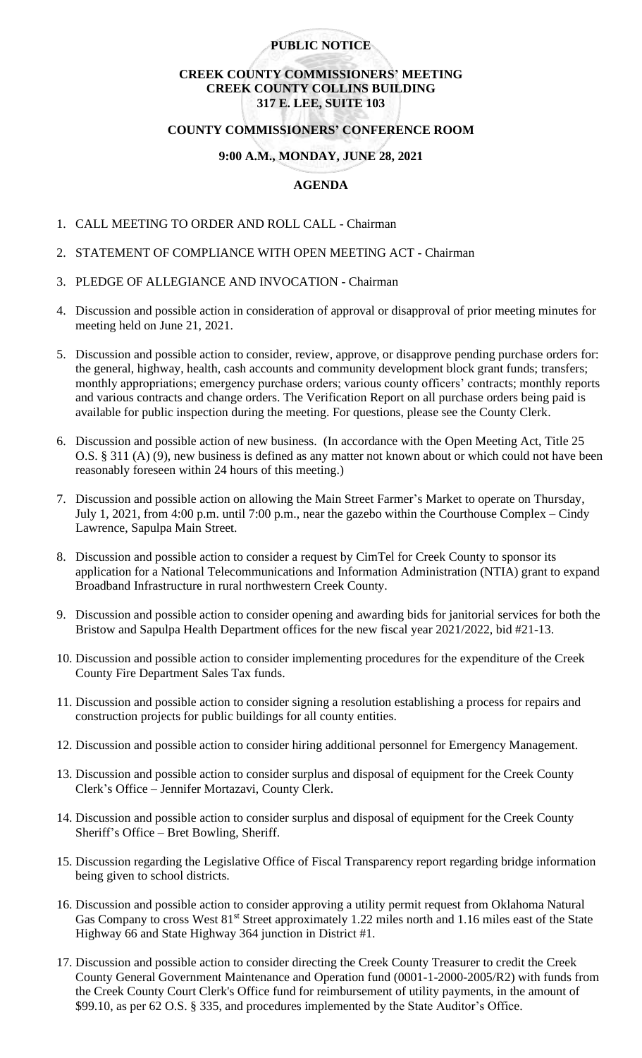**PUBLIC NOTICE**

**CREEK COUNTY COMMISSIONERS' MEETING**
**CREEK COUNTY COLLINS BUILDING**
**317 E. LEE, SUITE 103**

**COUNTY COMMISSIONERS' CONFERENCE ROOM**

**9:00 A.M., MONDAY, JUNE 28, 2021**

**AGENDA**

1. CALL MEETING TO ORDER AND ROLL CALL - Chairman

2. STATEMENT OF COMPLIANCE WITH OPEN MEETING ACT - Chairman

3. PLEDGE OF ALLEGIANCE AND INVOCATION - Chairman

4. Discussion and possible action in consideration of approval or disapproval of prior meeting minutes for meeting held on June 21, 2021.

5. Discussion and possible action to consider, review, approve, or disapprove pending purchase orders for: the general, highway, health, cash accounts and community development block grant funds; transfers; monthly appropriations; emergency purchase orders; various county officers' contracts; monthly reports and various contracts and change orders. The Verification Report on all purchase orders being paid is available for public inspection during the meeting. For questions, please see the County Clerk.

6. Discussion and possible action of new business. (In accordance with the Open Meeting Act, Title 25 O.S. § 311 (A) (9), new business is defined as any matter not known about or which could not have been reasonably foreseen within 24 hours of this meeting.)

7. Discussion and possible action on allowing the Main Street Farmer's Market to operate on Thursday, July 1, 2021, from 4:00 p.m. until 7:00 p.m., near the gazebo within the Courthouse Complex – Cindy Lawrence, Sapulpa Main Street.

8. Discussion and possible action to consider a request by CimTel for Creek County to sponsor its application for a National Telecommunications and Information Administration (NTIA) grant to expand Broadband Infrastructure in rural northwestern Creek County.

9. Discussion and possible action to consider opening and awarding bids for janitorial services for both the Bristow and Sapulpa Health Department offices for the new fiscal year 2021/2022, bid #21-13.

10. Discussion and possible action to consider implementing procedures for the expenditure of the Creek County Fire Department Sales Tax funds.

11. Discussion and possible action to consider signing a resolution establishing a process for repairs and construction projects for public buildings for all county entities.

12. Discussion and possible action to consider hiring additional personnel for Emergency Management.

13. Discussion and possible action to consider surplus and disposal of equipment for the Creek County Clerk's Office – Jennifer Mortazavi, County Clerk.

14. Discussion and possible action to consider surplus and disposal of equipment for the Creek County Sheriff's Office – Bret Bowling, Sheriff.

15. Discussion regarding the Legislative Office of Fiscal Transparency report regarding bridge information being given to school districts.

16. Discussion and possible action to consider approving a utility permit request from Oklahoma Natural Gas Company to cross West 81st Street approximately 1.22 miles north and 1.16 miles east of the State Highway 66 and State Highway 364 junction in District #1.

17. Discussion and possible action to consider directing the Creek County Treasurer to credit the Creek County General Government Maintenance and Operation fund (0001-1-2000-2005/R2) with funds from the Creek County Court Clerk's Office fund for reimbursement of utility payments, in the amount of $99.10, as per 62 O.S. § 335, and procedures implemented by the State Auditor's Office.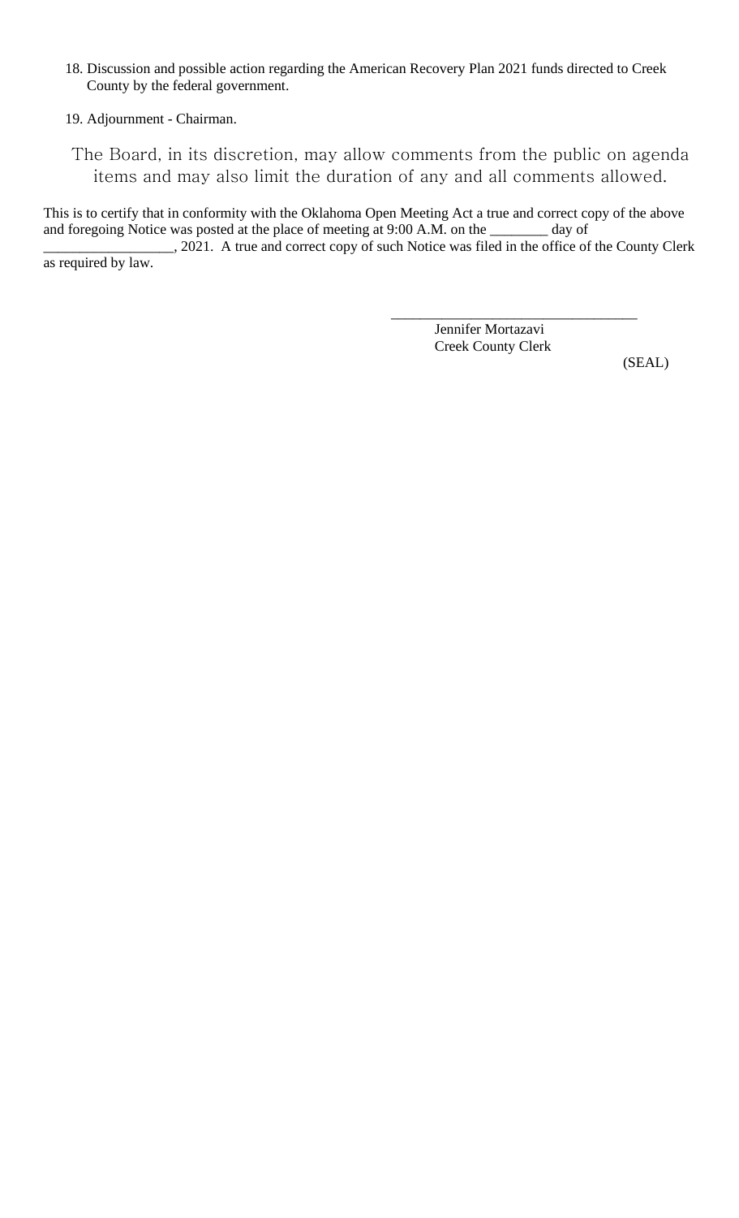18. Discussion and possible action regarding the American Recovery Plan 2021 funds directed to Creek County by the federal government.

19. Adjournment - Chairman.

The Board, in its discretion, may allow comments from the public on agenda items and may also limit the duration of any and all comments allowed.

This is to certify that in conformity with the Oklahoma Open Meeting Act a true and correct copy of the above and foregoing Notice was posted at the place of meeting at 9:00 A.M. on the ________ day of __________________, 2021. A true and correct copy of such Notice was filed in the office of the County Clerk as required by law.

__________________________________

Jennifer Mortazavi
Creek County Clerk

(SEAL)